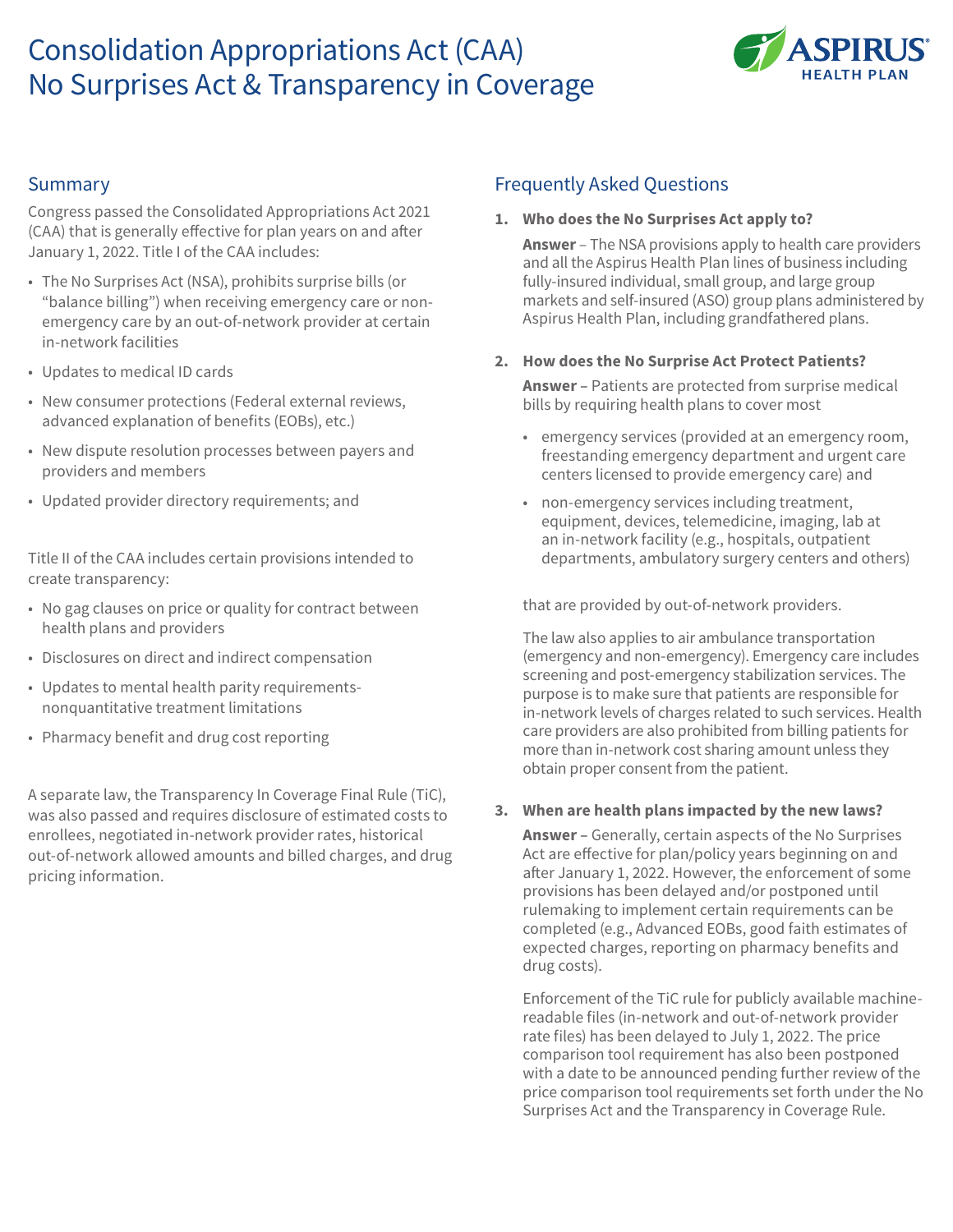# Consolidation Appropriations Act (CAA) No Surprises Act & Transparency in Coverage

## Summary

Congress passed the Consolidated Appropriations Act 2021 (CAA) that is generally effective for plan years on and after January 1, 2022. Title I of the CAA includes:

- The No Surprises Act (NSA), prohibits surprise bills (or "balance billing") when receiving emergency care or non-emergency care by an out-of-network provider at certain in-network facilities
- Updates to medical ID cards
- New consumer protections (Federal external reviews, advanced explanation of benefits (EOBs), etc.)
- New dispute resolution processes between payers and providers and members
- Updated provider directory requirements; and

Title II of the CAA includes certain provisions intended to create transparency:

- No gag clauses on price or quality for contract between health plans and providers
- Disclosures on direct and indirect compensation
- Updates to mental health parity requirements-nonquantitative treatment limitations
- Pharmacy benefit and drug cost reporting

A separate law, the Transparency In Coverage Final Rule (TiC), was also passed and requires disclosure of estimated costs to enrollees, negotiated in-network provider rates, historical out-of-network allowed amounts and billed charges, and drug pricing information.

## Frequently Asked Questions

1. **Who does the No Surprises Act apply to?**

   **Answer** – The NSA provisions apply to health care providers and all the Aspirus Health Plan lines of business including fully-insured individual, small group, and large group markets and self-insured (ASO) group plans administered by Aspirus Health Plan, including grandfathered plans.

2. **How does the No Surprise Act Protect Patients?**

   **Answer –** Patients are protected from surprise medical bills by requiring health plans to cover most

   - emergency services (provided at an emergency room, freestanding emergency department and urgent care centers licensed to provide emergency care) and
   - non-emergency services including treatment, equipment, devices, telemedicine, imaging, lab at an in-network facility (e.g., hospitals, outpatient departments, ambulatory surgery centers and others)

   that are provided by out-of-network providers.

   The law also applies to air ambulance transportation (emergency and non-emergency). Emergency care includes screening and post-emergency stabilization services. The purpose is to make sure that patients are responsible for in-network levels of charges related to such services. Health care providers are also prohibited from billing patients for more than in-network cost sharing amount unless they obtain proper consent from the patient.

3. **When are health plans impacted by the new laws?**

   **Answer –** Generally, certain aspects of the No Surprises Act are effective for plan/policy years beginning on and after January 1, 2022. However, the enforcement of some provisions has been delayed and/or postponed until rulemaking to implement certain requirements can be completed (e.g., Advanced EOBs, good faith estimates of expected charges, reporting on pharmacy benefits and drug costs).

   Enforcement of the TiC rule for publicly available machine-readable files (in-network and out-of-network provider rate files) has been delayed to July 1, 2022. The price comparison tool requirement has also been postponed with a date to be announced pending further review of the price comparison tool requirements set forth under the No Surprises Act and the Transparency in Coverage Rule.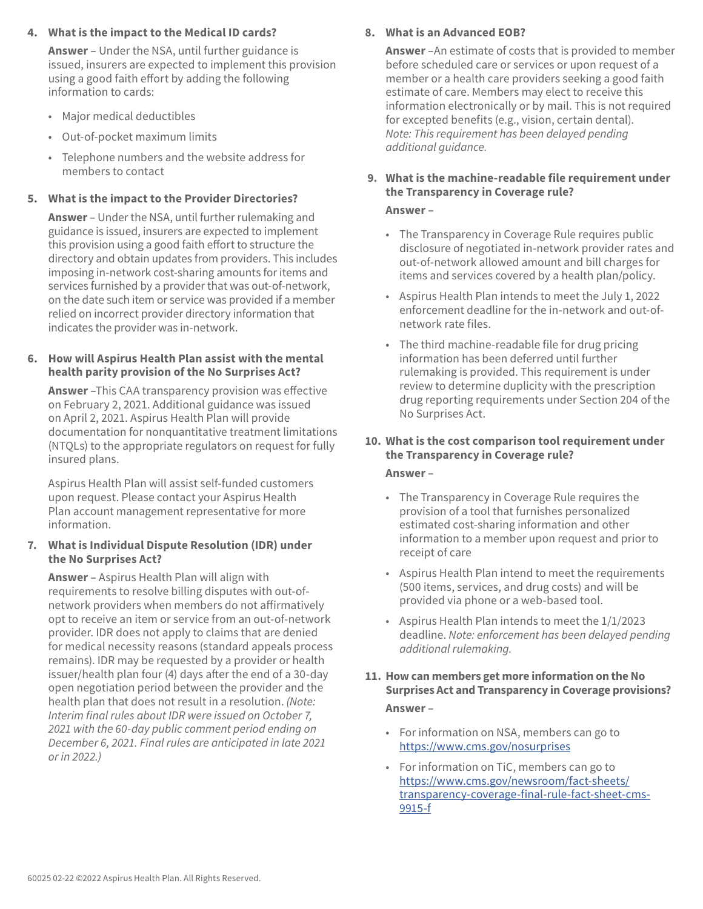**4. What is the impact to the Medical ID cards?**

**Answer –** Under the NSA, until further guidance is issued, insurers are expected to implement this provision using a good faith effort by adding the following information to cards:

- Major medical deductibles
- Out-of-pocket maximum limits
- Telephone numbers and the website address for members to contact

**5. What is the impact to the Provider Directories?**

**Answer** – Under the NSA, until further rulemaking and guidance is issued, insurers are expected to implement this provision using a good faith effort to structure the directory and obtain updates from providers. This includes imposing in-network cost-sharing amounts for items and services furnished by a provider that was out-of-network, on the date such item or service was provided if a member relied on incorrect provider directory information that indicates the provider was in-network.

**6. How will Aspirus Health Plan assist with the mental health parity provision of the No Surprises Act?**

**Answer –**This CAA transparency provision was effective on February 2, 2021. Additional guidance was issued on April 2, 2021. Aspirus Health Plan will provide documentation for nonquantitative treatment limitations (NTQLs) to the appropriate regulators on request for fully insured plans.

Aspirus Health Plan will assist self-funded customers upon request. Please contact your Aspirus Health Plan account management representative for more information.

**7. What is Individual Dispute Resolution (IDR) under the No Surprises Act?**

**Answer –** Aspirus Health Plan will align with requirements to resolve billing disputes with out-of-network providers when members do not affirmatively opt to receive an item or service from an out-of-network provider. IDR does not apply to claims that are denied for medical necessity reasons (standard appeals process remains). IDR may be requested by a provider or health issuer/health plan four (4) days after the end of a 30-day open negotiation period between the provider and the health plan that does not result in a resolution. *(Note: Interim final rules about IDR were issued on October 7, 2021 with the 60-day public comment period ending on December 6, 2021. Final rules are anticipated in late 2021 or in 2022.)*

**8. What is an Advanced EOB?**

**Answer –**An estimate of costs that is provided to member before scheduled care or services or upon request of a member or a health care providers seeking a good faith estimate of care. Members may elect to receive this information electronically or by mail. This is not required for excepted benefits (e.g., vision, certain dental). *Note: This requirement has been delayed pending additional guidance.*

**9. What is the machine-readable file requirement under the Transparency in Coverage rule?**

**Answer –**

- The Transparency in Coverage Rule requires public disclosure of negotiated in-network provider rates and out-of-network allowed amount and bill charges for items and services covered by a health plan/policy.
- Aspirus Health Plan intends to meet the July 1, 2022 enforcement deadline for the in-network and out-of-network rate files.
- The third machine-readable file for drug pricing information has been deferred until further rulemaking is provided. This requirement is under review to determine duplicity with the prescription drug reporting requirements under Section 204 of the No Surprises Act.

**10. What is the cost comparison tool requirement under the Transparency in Coverage rule?**

**Answer –**

- The Transparency in Coverage Rule requires the provision of a tool that furnishes personalized estimated cost-sharing information and other information to a member upon request and prior to receipt of care
- Aspirus Health Plan intend to meet the requirements (500 items, services, and drug costs) and will be provided via phone or a web-based tool.
- Aspirus Health Plan intends to meet the 1/1/2023 deadline. *Note: enforcement has been delayed pending additional rulemaking.*

**11. How can members get more information on the No Surprises Act and Transparency in Coverage provisions?**

**Answer –**

- For information on NSA, members can go to https://www.cms.gov/nosurprises
- For information on TiC, members can go to https://www.cms.gov/newsroom/fact-sheets/transparency-coverage-final-rule-fact-sheet-cms-9915-f

60025 02-22 ©2022 Aspirus Health Plan. All Rights Reserved.